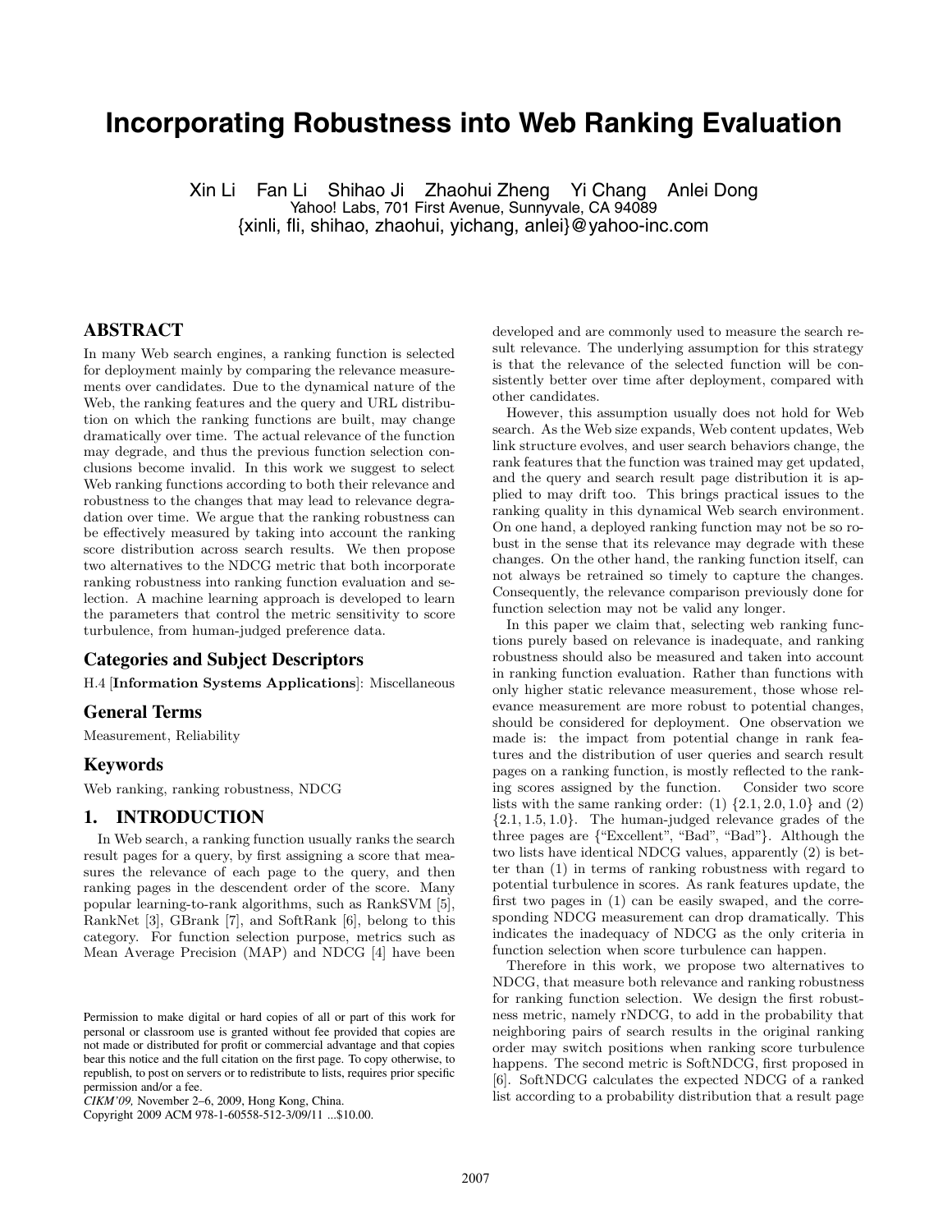# Incorporating Robustness into Web Ranking Evaluation

Xin Li Fan Li Shihao Ji Zhaohui Zheng Yi Chang Anlei Dong
Yahoo! Labs, 701 First Avenue, Sunnyvale, CA 94089
{xinli, fli, shihao, zhaohui, yichang, anlei}@yahoo-inc.com

## ABSTRACT

In many Web search engines, a ranking function is selected for deployment mainly by comparing the relevance measurements over candidates. Due to the dynamical nature of the Web, the ranking features and the query and URL distribution on which the ranking functions are built, may change dramatically over time. The actual relevance of the function may degrade, and thus the previous function selection conclusions become invalid. In this work we suggest to select Web ranking functions according to both their relevance and robustness to the changes that may lead to relevance degradation over time. We argue that the ranking robustness can be effectively measured by taking into account the ranking score distribution across search results. We then propose two alternatives to the NDCG metric that both incorporate ranking robustness into ranking function evaluation and selection. A machine learning approach is developed to learn the parameters that control the metric sensitivity to score turbulence, from human-judged preference data.

### Categories and Subject Descriptors

H.4 [**Information Systems Applications**]: Miscellaneous

### General Terms

Measurement, Reliability

### Keywords

Web ranking, ranking robustness, NDCG

## 1. INTRODUCTION

In Web search, a ranking function usually ranks the search result pages for a query, by first assigning a score that measures the relevance of each page to the query, and then ranking pages in the descendent order of the score. Many popular learning-to-rank algorithms, such as RankSVM [5], RankNet [3], GBrank [7], and SoftRank [6], belong to this category. For function selection purpose, metrics such as Mean Average Precision (MAP) and NDCG [4] have been developed and are commonly used to measure the search result relevance. The underlying assumption for this strategy is that the relevance of the selected function will be consistently better over time after deployment, compared with other candidates.

However, this assumption usually does not hold for Web search. As the Web size expands, Web content updates, Web link structure evolves, and user search behaviors change, the rank features that the function was trained may get updated, and the query and search result page distribution it is applied to may drift too. This brings practical issues to the ranking quality in this dynamical Web search environment. On one hand, a deployed ranking function may not be so robust in the sense that its relevance may degrade with these changes. On the other hand, the ranking function itself, can not always be retrained so timely to capture the changes. Consequently, the relevance comparison previously done for function selection may not be valid any longer.

In this paper we claim that, selecting web ranking functions purely based on relevance is inadequate, and ranking robustness should also be measured and taken into account in ranking function evaluation. Rather than functions with only higher static relevance measurement, those whose relevance measurement are more robust to potential changes, should be considered for deployment. One observation we made is: the impact from potential change in rank features and the distribution of user queries and search result pages on a ranking function, is mostly reflected to the ranking scores assigned by the function. Consider two score lists with the same ranking order: (1) $\{2.1, 2.0, 1.0\}$ and (2) $\{2.1, 1.5, 1.0\}$. The human-judged relevance grades of the three pages are {"Excellent", "Bad", "Bad"}. Although the two lists have identical NDCG values, apparently (2) is better than (1) in terms of ranking robustness with regard to potential turbulence in scores. As rank features update, the first two pages in (1) can be easily swaped, and the corresponding NDCG measurement can drop dramatically. This indicates the inadequacy of NDCG as the only criteria in function selection when score turbulence can happen.

Therefore in this work, we propose two alternatives to NDCG, that measure both relevance and ranking robustness for ranking function selection. We design the first robustness metric, namely rNDCG, to add in the probability that neighboring pairs of search results in the original ranking order may switch positions when ranking score turbulence happens. The second metric is SoftNDCG, first proposed in [6]. SoftNDCG calculates the expected NDCG of a ranked list according to a probability distribution that a result page

Permission to make digital or hard copies of all or part of this work for personal or classroom use is granted without fee provided that copies are not made or distributed for profit or commercial advantage and that copies bear this notice and the full citation on the first page. To copy otherwise, to republish, to post on servers or to redistribute to lists, requires prior specific permission and/or a fee.
*CIKM'09,* November 2–6, 2009, Hong Kong, China.
Copyright 2009 ACM 978-1-60558-512-3/09/11 ...$10.00.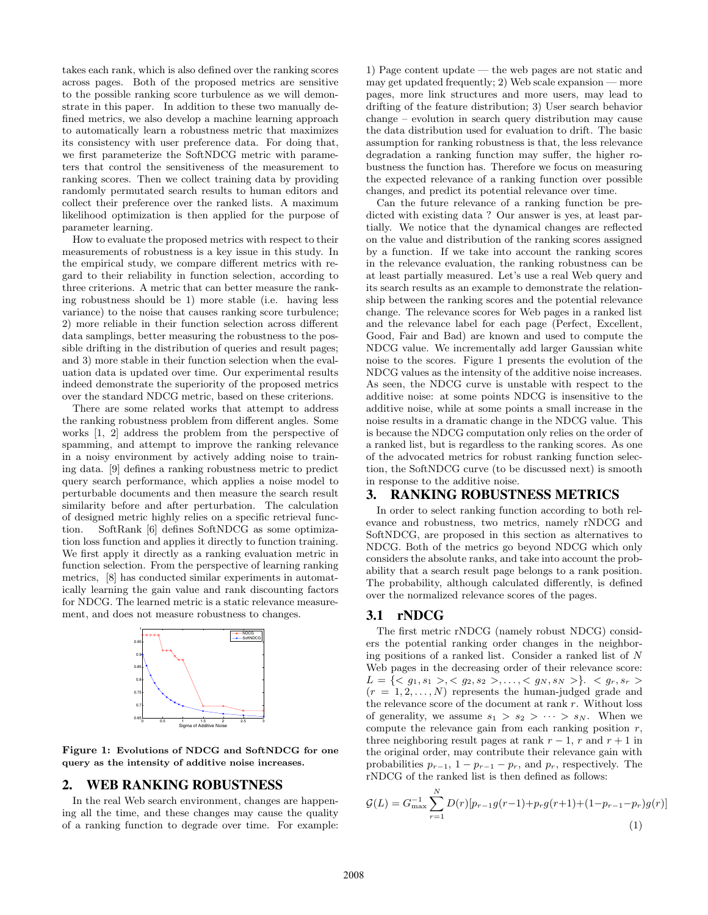takes each rank, which is also defined over the ranking scores across pages. Both of the proposed metrics are sensitive to the possible ranking score turbulence as we will demonstrate in this paper. In addition to these two manually defined metrics, we also develop a machine learning approach to automatically learn a robustness metric that maximizes its consistency with user preference data. For doing that, we first parameterize the SoftNDCG metric with parameters that control the sensitiveness of the measurement to ranking scores. Then we collect training data by providing randomly permutated search results to human editors and collect their preference over the ranked lists. A maximum likelihood optimization is then applied for the purpose of parameter learning.

How to evaluate the proposed metrics with respect to their measurements of robustness is a key issue in this study. In the empirical study, we compare different metrics with regard to their reliability in function selection, according to three criterions. A metric that can better measure the ranking robustness should be 1) more stable (i.e. having less variance) to the noise that causes ranking score turbulence; 2) more reliable in their function selection across different data samplings, better measuring the robustness to the possible drifting in the distribution of queries and result pages; and 3) more stable in their function selection when the evaluation data is updated over time. Our experimental results indeed demonstrate the superiority of the proposed metrics over the standard NDCG metric, based on these criterions.

There are some related works that attempt to address the ranking robustness problem from different angles. Some works [1, 2] address the problem from the perspective of spamming, and attempt to improve the ranking relevance in a noisy environment by actively adding noise to training data. [9] defines a ranking robustness metric to predict query search performance, which applies a noise model to perturbable documents and then measure the search result similarity before and after perturbation. The calculation of designed metric highly relies on a specific retrieval function. SoftRank [6] defines SoftNDCG as some optimization loss function and applies it directly to function training. We first apply it directly as a ranking evaluation metric in function selection. From the perspective of learning ranking metrics, [8] has conducted similar experiments in automatically learning the gain value and rank discounting factors for NDCG. The learned metric is a static relevance measurement, and does not measure robustness to changes.

**Figure 1: Evolutions of NDCG and SoftNDCG for one query as the intensity of additive noise increases.**

## 2. WEB RANKING ROBUSTNESS

In the real Web search environment, changes are happening all the time, and these changes may cause the quality of a ranking function to degrade over time. For example: 1) Page content update — the web pages are not static and may get updated frequently; 2) Web scale expansion — more pages, more link structures and more users, may lead to drifting of the feature distribution; 3) User search behavior change – evolution in search query distribution may cause the data distribution used for evaluation to drift. The basic assumption for ranking robustness is that, the less relevance degradation a ranking function may suffer, the higher robustness the function has. Therefore we focus on measuring the expected relevance of a ranking function over possible changes, and predict its potential relevance over time.

Can the future relevance of a ranking function be predicted with existing data ? Our answer is yes, at least partially. We notice that the dynamical changes are reflected on the value and distribution of the ranking scores assigned by a function. If we take into account the ranking scores in the relevance evaluation, the ranking robustness can be at least partially measured. Let's use a real Web query and its search results as an example to demonstrate the relationship between the ranking scores and the potential relevance change. The relevance scores for Web pages in a ranked list and the relevance label for each page (Perfect, Excellent, Good, Fair and Bad) are known and used to compute the NDCG value. We incrementally add larger Gaussian white noise to the scores. Figure 1 presents the evolution of the NDCG values as the intensity of the additive noise increases. As seen, the NDCG curve is unstable with respect to the additive noise: at some points NDCG is insensitive to the additive noise, while at some points a small increase in the noise results in a dramatic change in the NDCG value. This is because the NDCG computation only relies on the order of a ranked list, but is regardless to the ranking scores. As one of the advocated metrics for robust ranking function selection, the SoftNDCG curve (to be discussed next) is smooth in response to the additive noise.

## 3. RANKING ROBUSTNESS METRICS

In order to select ranking function according to both relevance and robustness, two metrics, namely rNDCG and SoftNDCG, are proposed in this section as alternatives to NDCG. Both of the metrics go beyond NDCG which only considers the absolute ranks, and take into account the probability that a search result page belongs to a rank position. The probability, although calculated differently, is defined over the normalized relevance scores of the pages.

### 3.1 rNDCG

The first metric rNDCG (namely robust NDCG) considers the potential ranking order changes in the neighboring positions of a ranked list. Consider a ranked list of $N$ Web pages in the decreasing order of their relevance score: $L = \{< g_1, s_1 >, < g_2, s_2 >, \dots, < g_N, s_N >\}$. $< g_r, s_r >$ $(r = 1, 2, \dots, N)$ represents the human-judged grade and the relevance score of the document at rank $r$. Without loss of generality, we assume $s_1 > s_2 > \cdots > s_N$. When we compute the relevance gain from each ranking position $r$, three neighboring result pages at rank $r-1$, $r$ and $r+1$ in the original order, may contribute their relevance gain with probabilities $p_{r-1}$, $1 - p_{r-1} - p_r$, and $p_r$, respectively. The rNDCG of the ranked list is then defined as follows:

$$\mathcal{G}(L) = G_{\max}^{-1} \sum_{r=1}^{N} D(r)[p_{r-1}g(r-1)+p_r g(r+1)+(1-p_{r-1}-p_r)g(r)] \tag{1}$$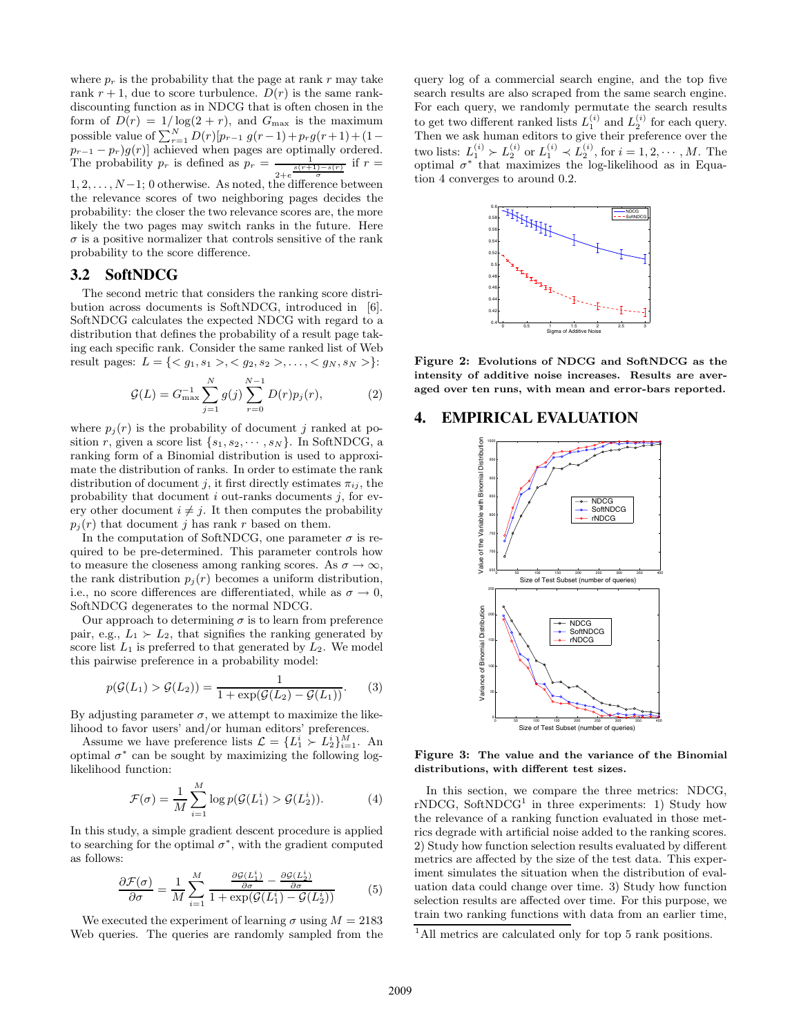where $p_r$ is the probability that the page at rank $r$ may take rank $r+1$, due to score turbulence. $D(r)$ is the same rank-discounting function as in NDCG that is often chosen in the form of $D(r) = 1/\log(2+r)$, and $G_{\max}$ is the maximum possible value of $\sum_{r=1}^{N} D(r)[p_{r-1}\, g(r-1) + p_r g(r+1) + (1 - p_{r-1} - p_r) g(r)]$ achieved when pages are optimally ordered. The probability $p_r$ is defined as $p_r = \frac{1}{2+e^{\frac{s(r+1)-s(r)}{\sigma}}}$ if $r = 1, 2, \ldots, N-1$; 0 otherwise. As noted, the difference between the relevance scores of two neighboring pages decides the probability: the closer the two relevance scores are, the more likely the two pages may switch ranks in the future. Here $\sigma$ is a positive normalizer that controls sensitive of the rank probability to the score difference.

## 3.2 SoftNDCG

The second metric that considers the ranking score distribution across documents is SoftNDCG, introduced in [6]. SoftNDCG calculates the expected NDCG with regard to a distribution that defines the probability of a result page taking each specific rank. Consider the same ranked list of Web result pages: $L = \{<g_1, s_1>, <g_2, s_2>, \ldots, <g_N, s_N>\}$:

$$\mathcal{G}(L) = G_{\max}^{-1} \sum_{j=1}^{N} g(j) \sum_{r=0}^{N-1} D(r) p_j(r), \tag{2}$$

where $p_j(r)$ is the probability of document $j$ ranked at position $r$, given a score list $\{s_1, s_2, \cdots, s_N\}$. In SoftNDCG, a ranking form of a Binomial distribution is used to approximate the distribution of ranks. In order to estimate the rank distribution of document $j$, it first directly estimates $\pi_{ij}$, the probability that document $i$ out-ranks documents $j$, for every other document $i \neq j$. It then computes the probability $p_j(r)$ that document $j$ has rank $r$ based on them.

In the computation of SoftNDCG, one parameter $\sigma$ is required to be pre-determined. This parameter controls how to measure the closeness among ranking scores. As $\sigma \to \infty$, the rank distribution $p_j(r)$ becomes a uniform distribution, i.e., no score differences are differentiated, while as $\sigma \to 0$, SoftNDCG degenerates to the normal NDCG.

Our approach to determining $\sigma$ is to learn from preference pair, e.g., $L_1 \succ L_2$, that signifies the ranking generated by score list $L_1$ is preferred to that generated by $L_2$. We model this pairwise preference in a probability model:

$$p(\mathcal{G}(L_1) > \mathcal{G}(L_2)) = \frac{1}{1 + \exp(\mathcal{G}(L_2) - \mathcal{G}(L_1))}. \tag{3}$$

By adjusting parameter $\sigma$, we attempt to maximize the likelihood to favor users' and/or human editors' preferences.

Assume we have preference lists $\mathcal{L} = \{L_1^i \succ L_2^i\}_{i=1}^{M}$. An optimal $\sigma^*$ can be sought by maximizing the following log-likelihood function:

$$\mathcal{F}(\sigma) = \frac{1}{M} \sum_{i=1}^{M} \log p(\mathcal{G}(L_1^i) > \mathcal{G}(L_2^i)). \tag{4}$$

In this study, a simple gradient descent procedure is applied to searching for the optimal $\sigma^*$, with the gradient computed as follows:

$$\frac{\partial \mathcal{F}(\sigma)}{\partial \sigma} = \frac{1}{M} \sum_{i=1}^{M} \frac{\frac{\partial \mathcal{G}(L_1^i)}{\partial \sigma} - \frac{\partial \mathcal{G}(L_2^i)}{\partial \sigma}}{1 + \exp(\mathcal{G}(L_1^i) - \mathcal{G}(L_2^i))} \tag{5}$$

We executed the experiment of learning $\sigma$ using $M = 2183$ Web queries. The queries are randomly sampled from the query log of a commercial search engine, and the top five search results are also scraped from the same search engine. For each query, we randomly permutate the search results to get two different ranked lists $L_1^{(i)}$ and $L_2^{(i)}$ for each query. Then we ask human editors to give their preference over the two lists: $L_1^{(i)} \succ L_2^{(i)}$ or $L_1^{(i)} \prec L_2^{(i)}$, for $i = 1, 2, \cdots, M$. The optimal $\sigma^*$ that maximizes the log-likelihood as in Equation 4 converges to around 0.2.

**Figure 2: Evolutions of NDCG and SoftNDCG as the intensity of additive noise increases. Results are averaged over ten runs, with mean and error-bars reported.**

# 4. EMPIRICAL EVALUATION

**Figure 3: The value and the variance of the Binomial distributions, with different test sizes.**

In this section, we compare the three metrics: NDCG, rNDCG, SoftNDCG[1] in three experiments: 1) Study how the relevance of a ranking function evaluated in those metrics degrade with artificial noise added to the ranking scores. 2) Study how function selection results evaluated by different metrics are affected by the size of the test data. This experiment simulates the situation when the distribution of evaluation data could change over time. 3) Study how function selection results are affected over time. For this purpose, we train two ranking functions with data from an earlier time,

[1] All metrics are calculated only for top 5 rank positions.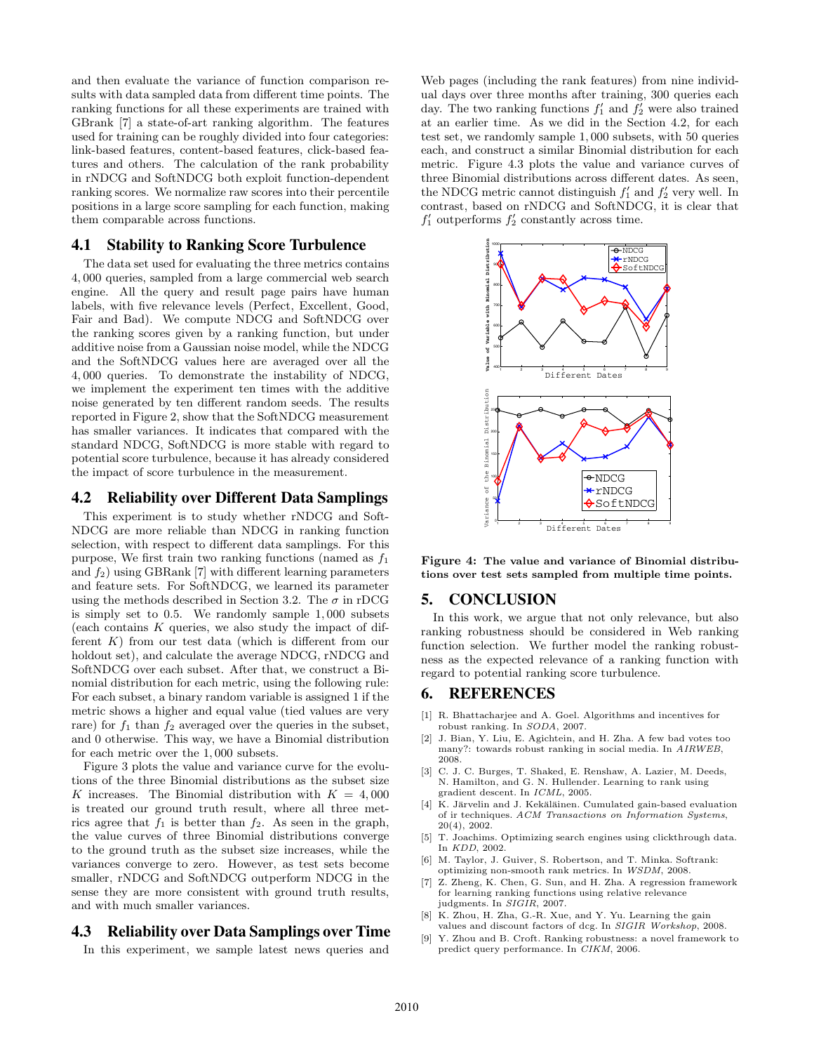and then evaluate the variance of function comparison results with data sampled data from different time points. The ranking functions for all these experiments are trained with GBrank [7] a state-of-art ranking algorithm. The features used for training can be roughly divided into four categories: link-based features, content-based features, click-based features and others. The calculation of the rank probability in rNDCG and SoftNDCG both exploit function-dependent ranking scores. We normalize raw scores into their percentile positions in a large score sampling for each function, making them comparable across functions.

### 4.1 Stability to Ranking Score Turbulence

The data set used for evaluating the three metrics contains 4,000 queries, sampled from a large commercial web search engine. All the query and result page pairs have human labels, with five relevance levels (Perfect, Excellent, Good, Fair and Bad). We compute NDCG and SoftNDCG over the ranking scores given by a ranking function, but under additive noise from a Gaussian noise model, while the NDCG and the SoftNDCG values here are averaged over all the 4,000 queries. To demonstrate the instability of NDCG, we implement the experiment ten times with the additive noise generated by ten different random seeds. The results reported in Figure 2, show that the SoftNDCG measurement has smaller variances. It indicates that compared with the standard NDCG, SoftNDCG is more stable with regard to potential score turbulence, because it has already considered the impact of score turbulence in the measurement.

### 4.2 Reliability over Different Data Samplings

This experiment is to study whether rNDCG and SoftNDCG are more reliable than NDCG in ranking function selection, with respect to different data samplings. For this purpose, We first train two ranking functions (named as $f_1$ and $f_2$) using GBRank [7] with different learning parameters and feature sets. For SoftNDCG, we learned its parameter using the methods described in Section 3.2. The $\sigma$ in rDCG is simply set to 0.5. We randomly sample 1,000 subsets (each contains $K$ queries, we also study the impact of different $K$) from our test data (which is different from our holdout set), and calculate the average NDCG, rNDCG and SoftNDCG over each subset. After that, we construct a Binomial distribution for each metric, using the following rule: For each subset, a binary random variable is assigned 1 if the metric shows a higher and equal value (tied values are very rare) for $f_1$ than $f_2$ averaged over the queries in the subset, and 0 otherwise. This way, we have a Binomial distribution for each metric over the 1,000 subsets.

Figure 3 plots the value and variance curve for the evolutions of the three Binomial distributions as the subset size $K$ increases. The Binomial distribution with $K = 4,000$ is treated our ground truth result, where all three metrics agree that $f_1$ is better than $f_2$. As seen in the graph, the value curves of three Binomial distributions converge to the ground truth as the subset size increases, while the variances converge to zero. However, as test sets become smaller, rNDCG and SoftNDCG outperform NDCG in the sense they are more consistent with ground truth results, and with much smaller variances.

### 4.3 Reliability over Data Samplings over Time

In this experiment, we sample latest news queries and Web pages (including the rank features) from nine individual days over three months after training, 300 queries each day. The two ranking functions $f_1'$ and $f_2'$ were also trained at an earlier time. As we did in the Section 4.2, for each test set, we randomly sample 1,000 subsets, with 50 queries each, and construct a similar Binomial distribution for each metric. Figure 4.3 plots the value and variance curves of three Binomial distributions across different dates. As seen, the NDCG metric cannot distinguish $f_1'$ and $f_2'$ very well. In contrast, based on rNDCG and SoftNDCG, it is clear that $f_1'$ outperforms $f_2'$ constantly across time.

Value of Variable with Binomial Distribution
NDCG
rNDCG
SoftNDCG
Different Dates

Variance of the Binomial Distribution
NDCG
rNDCG
SoftNDCG
Different Dates

**Figure 4: The value and variance of Binomial distributions over test sets sampled from multiple time points.**

## 5. CONCLUSION

In this work, we argue that not only relevance, but also ranking robustness should be considered in Web ranking function selection. We further model the ranking robustness as the expected relevance of a ranking function with regard to potential ranking score turbulence.

## 6. REFERENCES

[1] R. Bhattacharjee and A. Goel. Algorithms and incentives for robust ranking. In *SODA*, 2007.

[2] J. Bian, Y. Liu, E. Agichtein, and H. Zha. A few bad votes too many?: towards robust ranking in social media. In *AIRWEB*, 2008.

[3] C. J. C. Burges, T. Shaked, E. Renshaw, A. Lazier, M. Deeds, N. Hamilton, and G. N. Hullender. Learning to rank using gradient descent. In *ICML*, 2005.

[4] K. Järvelin and J. Kekäläinen. Cumulated gain-based evaluation of ir techniques. *ACM Transactions on Information Systems*, 20(4), 2002.

[5] T. Joachims. Optimizing search engines using clickthrough data. In *KDD*, 2002.

[6] M. Taylor, J. Guiver, S. Robertson, and T. Minka. Softrank: optimizing non-smooth rank metrics. In *WSDM*, 2008.

[7] Z. Zheng, K. Chen, G. Sun, and H. Zha. A regression framework for learning ranking functions using relative relevance judgments. In *SIGIR*, 2007.

[8] K. Zhou, H. Zha, G.-R. Xue, and Y. Yu. Learning the gain values and discount factors of dcg. In *SIGIR Workshop*, 2008.

[9] Y. Zhou and B. Croft. Ranking robustness: a novel framework to predict query performance. In *CIKM*, 2006.